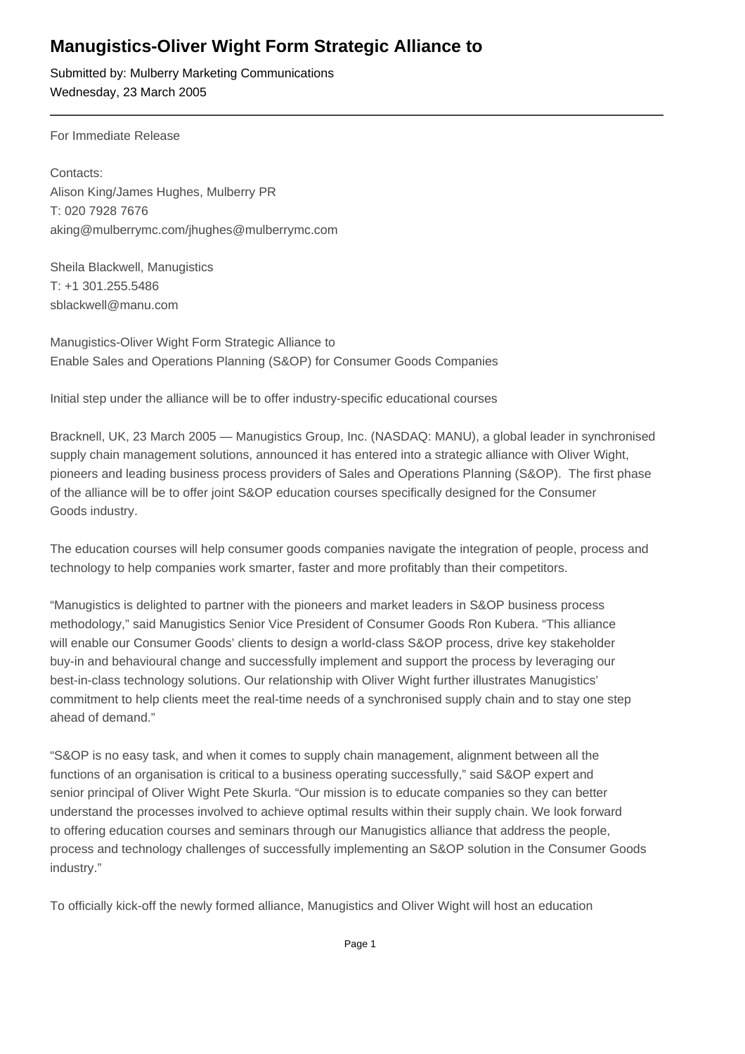# Manugistics-Oliver Wight Form Strategic Alliance to

Submitted by: Mulberry Marketing Communications
Wednesday, 23 March 2005

---

For Immediate Release

Contacts:
Alison King/James Hughes, Mulberry PR
T: 020 7928 7676
aking@mulberrymc.com/jhughes@mulberrymc.com

Sheila Blackwell, Manugistics
T: +1 301.255.5486
sblackwell@manu.com

Manugistics-Oliver Wight Form Strategic Alliance to
Enable Sales and Operations Planning (S&OP) for Consumer Goods Companies

Initial step under the alliance will be to offer industry-specific educational courses

Bracknell, UK, 23 March 2005 — Manugistics Group, Inc. (NASDAQ: MANU), a global leader in synchronised supply chain management solutions, announced it has entered into a strategic alliance with Oliver Wight, pioneers and leading business process providers of Sales and Operations Planning (S&OP). The first phase of the alliance will be to offer joint S&OP education courses specifically designed for the Consumer Goods industry.

The education courses will help consumer goods companies navigate the integration of people, process and technology to help companies work smarter, faster and more profitably than their competitors.

"Manugistics is delighted to partner with the pioneers and market leaders in S&OP business process methodology," said Manugistics Senior Vice President of Consumer Goods Ron Kubera. "This alliance will enable our Consumer Goods' clients to design a world-class S&OP process, drive key stakeholder buy-in and behavioural change and successfully implement and support the process by leveraging our best-in-class technology solutions. Our relationship with Oliver Wight further illustrates Manugistics' commitment to help clients meet the real-time needs of a synchronised supply chain and to stay one step ahead of demand."

"S&OP is no easy task, and when it comes to supply chain management, alignment between all the functions of an organisation is critical to a business operating successfully," said S&OP expert and senior principal of Oliver Wight Pete Skurla. "Our mission is to educate companies so they can better understand the processes involved to achieve optimal results within their supply chain. We look forward to offering education courses and seminars through our Manugistics alliance that address the people, process and technology challenges of successfully implementing an S&OP solution in the Consumer Goods industry."

To officially kick-off the newly formed alliance, Manugistics and Oliver Wight will host an education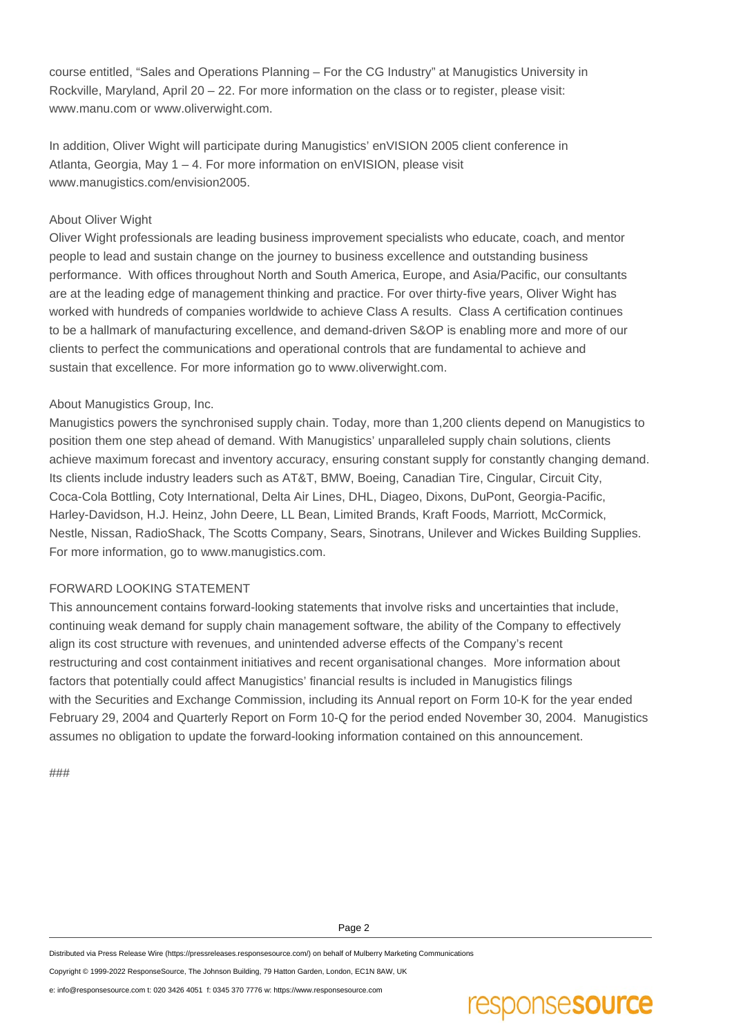course entitled, "Sales and Operations Planning – For the CG Industry" at Manugistics University in Rockville, Maryland, April 20 – 22. For more information on the class or to register, please visit: www.manu.com or www.oliverwight.com.

In addition, Oliver Wight will participate during Manugistics' enVISION 2005 client conference in Atlanta, Georgia, May 1 – 4. For more information on enVISION, please visit www.manugistics.com/envision2005.

About Oliver Wight

Oliver Wight professionals are leading business improvement specialists who educate, coach, and mentor people to lead and sustain change on the journey to business excellence and outstanding business performance. With offices throughout North and South America, Europe, and Asia/Pacific, our consultants are at the leading edge of management thinking and practice. For over thirty-five years, Oliver Wight has worked with hundreds of companies worldwide to achieve Class A results. Class A certification continues to be a hallmark of manufacturing excellence, and demand-driven S&OP is enabling more and more of our clients to perfect the communications and operational controls that are fundamental to achieve and sustain that excellence. For more information go to www.oliverwight.com.

About Manugistics Group, Inc.

Manugistics powers the synchronised supply chain. Today, more than 1,200 clients depend on Manugistics to position them one step ahead of demand. With Manugistics' unparalleled supply chain solutions, clients achieve maximum forecast and inventory accuracy, ensuring constant supply for constantly changing demand. Its clients include industry leaders such as AT&T, BMW, Boeing, Canadian Tire, Cingular, Circuit City, Coca-Cola Bottling, Coty International, Delta Air Lines, DHL, Diageo, Dixons, DuPont, Georgia-Pacific, Harley-Davidson, H.J. Heinz, John Deere, LL Bean, Limited Brands, Kraft Foods, Marriott, McCormick, Nestle, Nissan, RadioShack, The Scotts Company, Sears, Sinotrans, Unilever and Wickes Building Supplies. For more information, go to www.manugistics.com.

FORWARD LOOKING STATEMENT

This announcement contains forward-looking statements that involve risks and uncertainties that include, continuing weak demand for supply chain management software, the ability of the Company to effectively align its cost structure with revenues, and unintended adverse effects of the Company's recent restructuring and cost containment initiatives and recent organisational changes. More information about factors that potentially could affect Manugistics' financial results is included in Manugistics filings with the Securities and Exchange Commission, including its Annual report on Form 10-K for the year ended February 29, 2004 and Quarterly Report on Form 10-Q for the period ended November 30, 2004. Manugistics assumes no obligation to update the forward-looking information contained on this announcement.

###

Distributed via Press Release Wire (https://pressreleases.responsesource.com/) on behalf of Mulberry Marketing Communications

Copyright © 1999-2022 ResponseSource, The Johnson Building, 79 Hatton Garden, London, EC1N 8AW, UK

e: info@responsesource.com t: 020 3426 4051 f: 0345 370 7776 w: https://www.responsesource.com